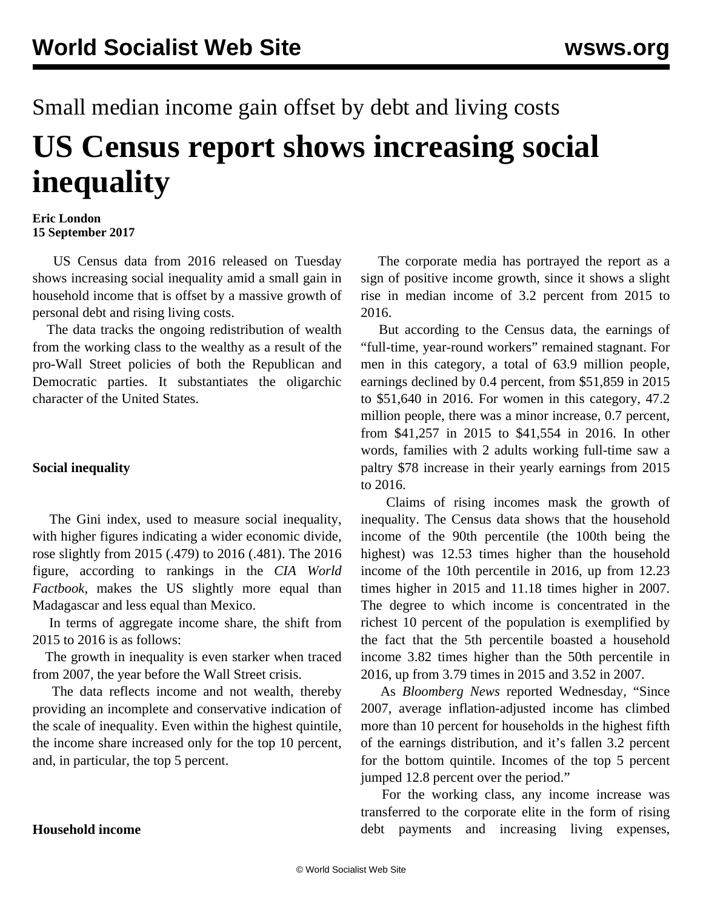Small median income gain offset by debt and living costs

# US Census report shows increasing social inequality

**Eric London**
**15 September 2017**

US Census data from 2016 released on Tuesday shows increasing social inequality amid a small gain in household income that is offset by a massive growth of personal debt and rising living costs.

The data tracks the ongoing redistribution of wealth from the working class to the wealthy as a result of the pro-Wall Street policies of both the Republican and Democratic parties. It substantiates the oligarchic character of the United States.

## Social inequality

The Gini index, used to measure social inequality, with higher figures indicating a wider economic divide, rose slightly from 2015 (.479) to 2016 (.481). The 2016 figure, according to rankings in the *CIA World Factbook*, makes the US slightly more equal than Madagascar and less equal than Mexico.

In terms of aggregate income share, the shift from 2015 to 2016 is as follows:

The growth in inequality is even starker when traced from 2007, the year before the Wall Street crisis.

The data reflects income and not wealth, thereby providing an incomplete and conservative indication of the scale of inequality. Even within the highest quintile, the income share increased only for the top 10 percent, and, in particular, the top 5 percent.

## Household income

The corporate media has portrayed the report as a sign of positive income growth, since it shows a slight rise in median income of 3.2 percent from 2015 to 2016.

But according to the Census data, the earnings of "full-time, year-round workers" remained stagnant. For men in this category, a total of 63.9 million people, earnings declined by 0.4 percent, from $51,859 in 2015 to $51,640 in 2016. For women in this category, 47.2 million people, there was a minor increase, 0.7 percent, from $41,257 in 2015 to $41,554 in 2016. In other words, families with 2 adults working full-time saw a paltry $78 increase in their yearly earnings from 2015 to 2016.

Claims of rising incomes mask the growth of inequality. The Census data shows that the household income of the 90th percentile (the 100th being the highest) was 12.53 times higher than the household income of the 10th percentile in 2016, up from 12.23 times higher in 2015 and 11.18 times higher in 2007. The degree to which income is concentrated in the richest 10 percent of the population is exemplified by the fact that the 5th percentile boasted a household income 3.82 times higher than the 50th percentile in 2016, up from 3.79 times in 2015 and 3.52 in 2007.

As *Bloomberg News* reported Wednesday, "Since 2007, average inflation-adjusted income has climbed more than 10 percent for households in the highest fifth of the earnings distribution, and it's fallen 3.2 percent for the bottom quintile. Incomes of the top 5 percent jumped 12.8 percent over the period."

For the working class, any income increase was transferred to the corporate elite in the form of rising debt payments and increasing living expenses,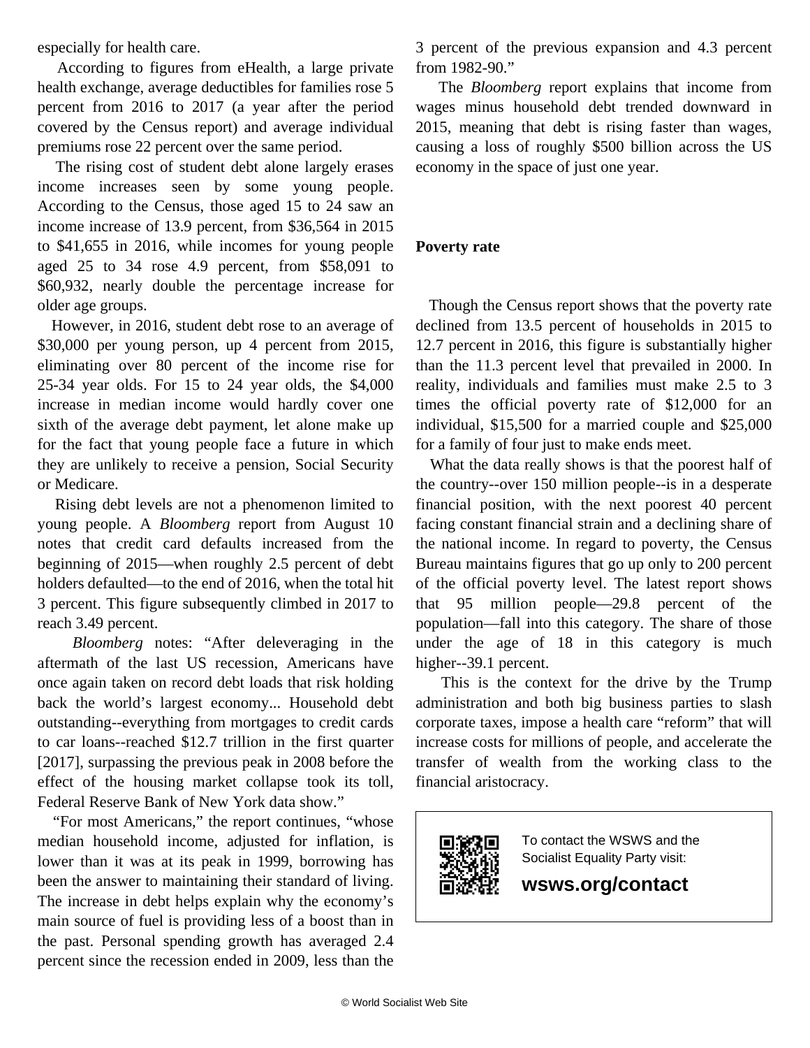especially for health care.

According to figures from eHealth, a large private health exchange, average deductibles for families rose 5 percent from 2016 to 2017 (a year after the period covered by the Census report) and average individual premiums rose 22 percent over the same period.

The rising cost of student debt alone largely erases income increases seen by some young people. According to the Census, those aged 15 to 24 saw an income increase of 13.9 percent, from $36,564 in 2015 to $41,655 in 2016, while incomes for young people aged 25 to 34 rose 4.9 percent, from $58,091 to $60,932, nearly double the percentage increase for older age groups.

However, in 2016, student debt rose to an average of $30,000 per young person, up 4 percent from 2015, eliminating over 80 percent of the income rise for 25-34 year olds. For 15 to 24 year olds, the $4,000 increase in median income would hardly cover one sixth of the average debt payment, let alone make up for the fact that young people face a future in which they are unlikely to receive a pension, Social Security or Medicare.

Rising debt levels are not a phenomenon limited to young people. A *Bloomberg* report from August 10 notes that credit card defaults increased from the beginning of 2015—when roughly 2.5 percent of debt holders defaulted—to the end of 2016, when the total hit 3 percent. This figure subsequently climbed in 2017 to reach 3.49 percent.

*Bloomberg* notes: "After deleveraging in the aftermath of the last US recession, Americans have once again taken on record debt loads that risk holding back the world's largest economy... Household debt outstanding--everything from mortgages to credit cards to car loans--reached $12.7 trillion in the first quarter [2017], surpassing the previous peak in 2008 before the effect of the housing market collapse took its toll, Federal Reserve Bank of New York data show."

"For most Americans," the report continues, "whose median household income, adjusted for inflation, is lower than it was at its peak in 1999, borrowing has been the answer to maintaining their standard of living. The increase in debt helps explain why the economy's main source of fuel is providing less of a boost than in the past. Personal spending growth has averaged 2.4 percent since the recession ended in 2009, less than the 3 percent of the previous expansion and 4.3 percent from 1982-90."

The *Bloomberg* report explains that income from wages minus household debt trended downward in 2015, meaning that debt is rising faster than wages, causing a loss of roughly $500 billion across the US economy in the space of just one year.

**Poverty rate**

Though the Census report shows that the poverty rate declined from 13.5 percent of households in 2015 to 12.7 percent in 2016, this figure is substantially higher than the 11.3 percent level that prevailed in 2000. In reality, individuals and families must make 2.5 to 3 times the official poverty rate of $12,000 for an individual, $15,500 for a married couple and $25,000 for a family of four just to make ends meet.

What the data really shows is that the poorest half of the country--over 150 million people--is in a desperate financial position, with the next poorest 40 percent facing constant financial strain and a declining share of the national income. In regard to poverty, the Census Bureau maintains figures that go up only to 200 percent of the official poverty level. The latest report shows that 95 million people—29.8 percent of the population—fall into this category. The share of those under the age of 18 in this category is much higher--39.1 percent.

This is the context for the drive by the Trump administration and both big business parties to slash corporate taxes, impose a health care "reform" that will increase costs for millions of people, and accelerate the transfer of wealth from the working class to the financial aristocracy.

To contact the WSWS and the Socialist Equality Party visit:

**wsws.org/contact**